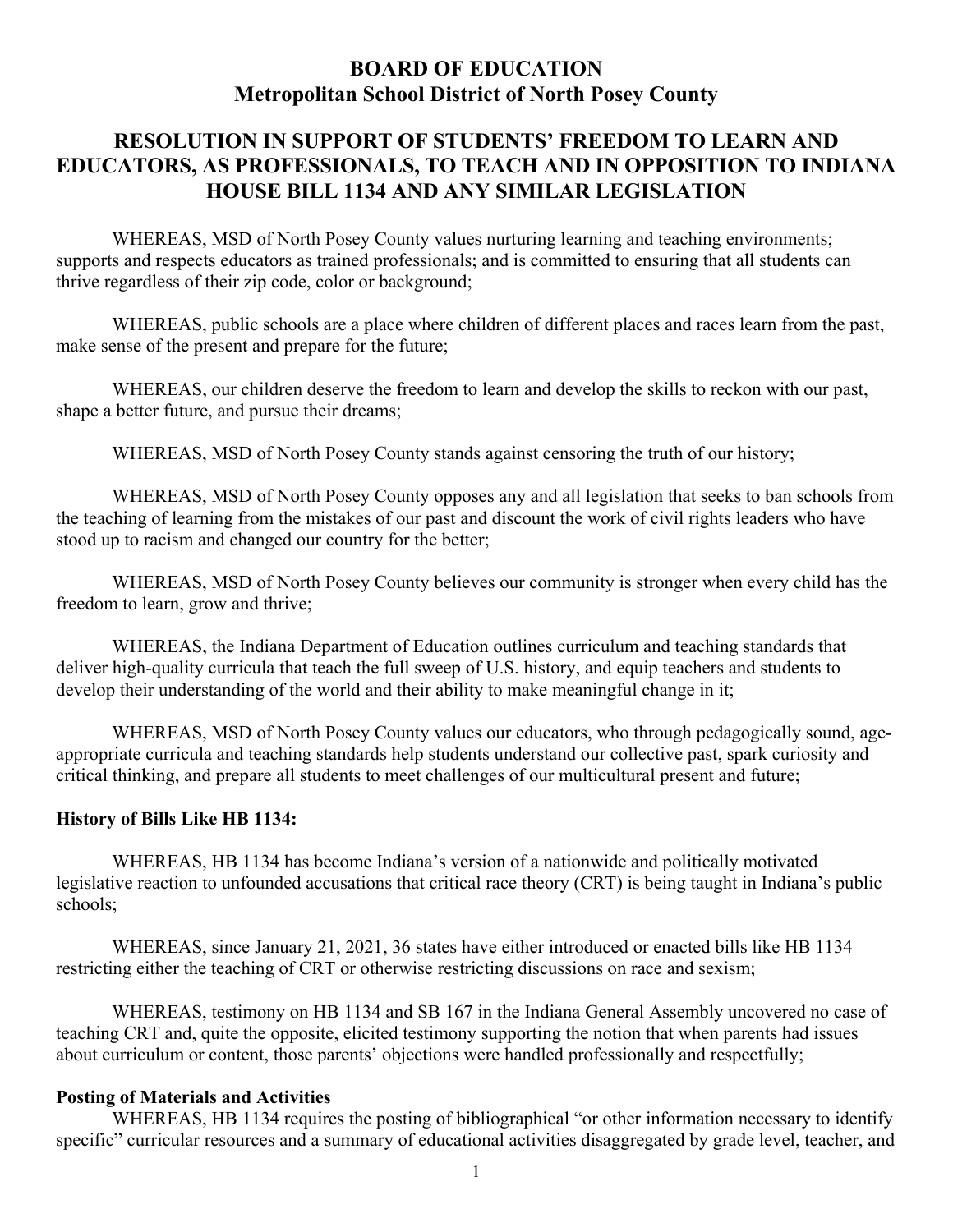# BOARD OF EDUCATION
## Metropolitan School District of North Posey County

## RESOLUTION IN SUPPORT OF STUDENTS' FREEDOM TO LEARN AND EDUCATORS, AS PROFESSIONALS, TO TEACH AND IN OPPOSITION TO INDIANA HOUSE BILL 1134 AND ANY SIMILAR LEGISLATION

WHEREAS, MSD of North Posey County values nurturing learning and teaching environments; supports and respects educators as trained professionals; and is committed to ensuring that all students can thrive regardless of their zip code, color or background;

WHEREAS, public schools are a place where children of different places and races learn from the past, make sense of the present and prepare for the future;

WHEREAS, our children deserve the freedom to learn and develop the skills to reckon with our past, shape a better future, and pursue their dreams;

WHEREAS, MSD of North Posey County stands against censoring the truth of our history;

WHEREAS, MSD of North Posey County opposes any and all legislation that seeks to ban schools from the teaching of learning from the mistakes of our past and discount the work of civil rights leaders who have stood up to racism and changed our country for the better;

WHEREAS, MSD of North Posey County believes our community is stronger when every child has the freedom to learn, grow and thrive;

WHEREAS, the Indiana Department of Education outlines curriculum and teaching standards that deliver high-quality curricula that teach the full sweep of U.S. history, and equip teachers and students to develop their understanding of the world and their ability to make meaningful change in it;

WHEREAS, MSD of North Posey County values our educators, who through pedagogically sound, age-appropriate curricula and teaching standards help students understand our collective past, spark curiosity and critical thinking, and prepare all students to meet challenges of our multicultural present and future;

**History of Bills Like HB 1134:**

WHEREAS, HB 1134 has become Indiana's version of a nationwide and politically motivated legislative reaction to unfounded accusations that critical race theory (CRT) is being taught in Indiana's public schools;

WHEREAS, since January 21, 2021, 36 states have either introduced or enacted bills like HB 1134 restricting either the teaching of CRT or otherwise restricting discussions on race and sexism;

WHEREAS, testimony on HB 1134 and SB 167 in the Indiana General Assembly uncovered no case of teaching CRT and, quite the opposite, elicited testimony supporting the notion that when parents had issues about curriculum or content, those parents' objections were handled professionally and respectfully;

**Posting of Materials and Activities**

WHEREAS, HB 1134 requires the posting of bibliographical "or other information necessary to identify specific" curricular resources and a summary of educational activities disaggregated by grade level, teacher, and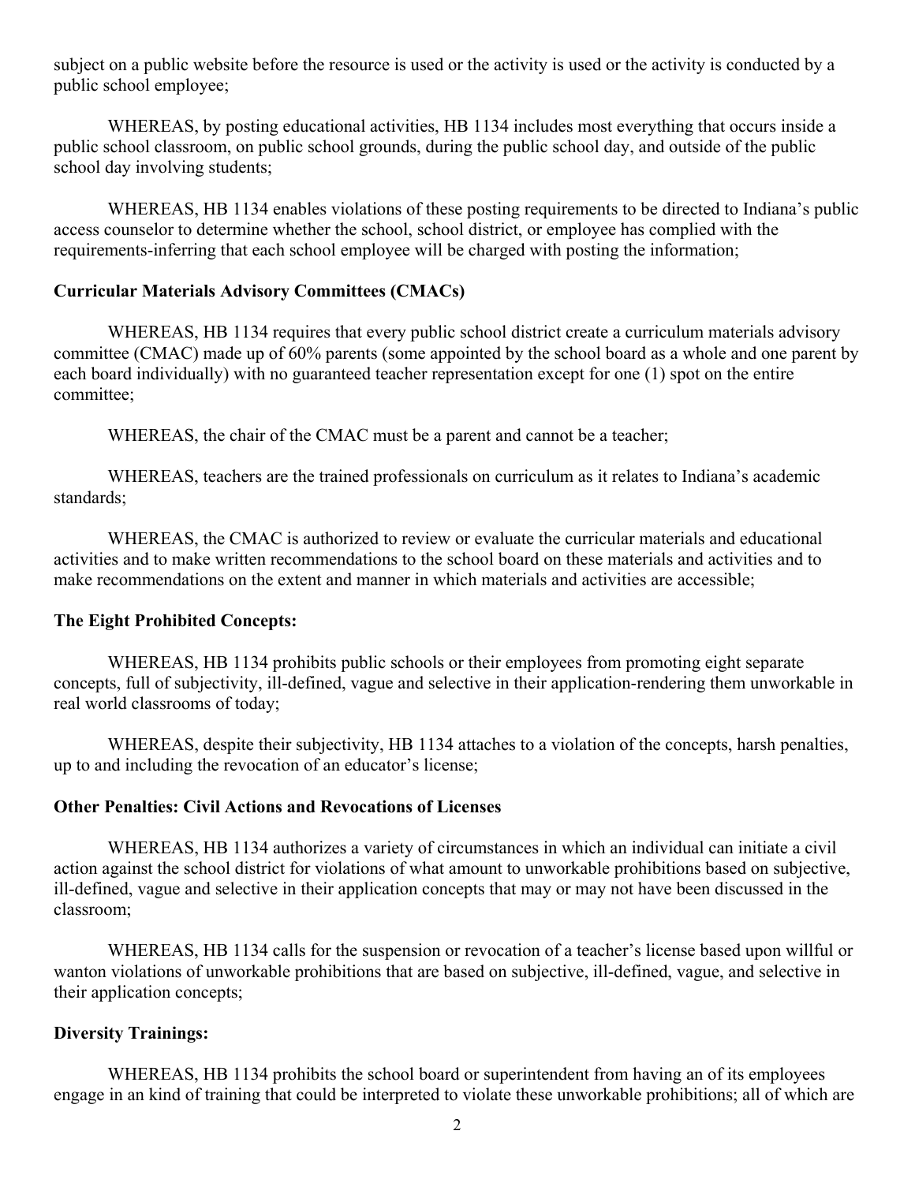subject on a public website before the resource is used or the activity is used or the activity is conducted by a public school employee;

WHEREAS, by posting educational activities, HB 1134 includes most everything that occurs inside a public school classroom, on public school grounds, during the public school day, and outside of the public school day involving students;

WHEREAS, HB 1134 enables violations of these posting requirements to be directed to Indiana's public access counselor to determine whether the school, school district, or employee has complied with the requirements-inferring that each school employee will be charged with posting the information;

**Curricular Materials Advisory Committees (CMACs)**

WHEREAS, HB 1134 requires that every public school district create a curriculum materials advisory committee (CMAC) made up of 60% parents (some appointed by the school board as a whole and one parent by each board individually) with no guaranteed teacher representation except for one (1) spot on the entire committee;

WHEREAS, the chair of the CMAC must be a parent and cannot be a teacher;

WHEREAS, teachers are the trained professionals on curriculum as it relates to Indiana's academic standards;

WHEREAS, the CMAC is authorized to review or evaluate the curricular materials and educational activities and to make written recommendations to the school board on these materials and activities and to make recommendations on the extent and manner in which materials and activities are accessible;

**The Eight Prohibited Concepts:**

WHEREAS, HB 1134 prohibits public schools or their employees from promoting eight separate concepts, full of subjectivity, ill-defined, vague and selective in their application-rendering them unworkable in real world classrooms of today;

WHEREAS, despite their subjectivity, HB 1134 attaches to a violation of the concepts, harsh penalties, up to and including the revocation of an educator's license;

**Other Penalties: Civil Actions and Revocations of Licenses**

WHEREAS, HB 1134 authorizes a variety of circumstances in which an individual can initiate a civil action against the school district for violations of what amount to unworkable prohibitions based on subjective, ill-defined, vague and selective in their application concepts that may or may not have been discussed in the classroom;

WHEREAS, HB 1134 calls for the suspension or revocation of a teacher's license based upon willful or wanton violations of unworkable prohibitions that are based on subjective, ill-defined, vague, and selective in their application concepts;

**Diversity Trainings:**

WHEREAS, HB 1134 prohibits the school board or superintendent from having an of its employees engage in an kind of training that could be interpreted to violate these unworkable prohibitions; all of which are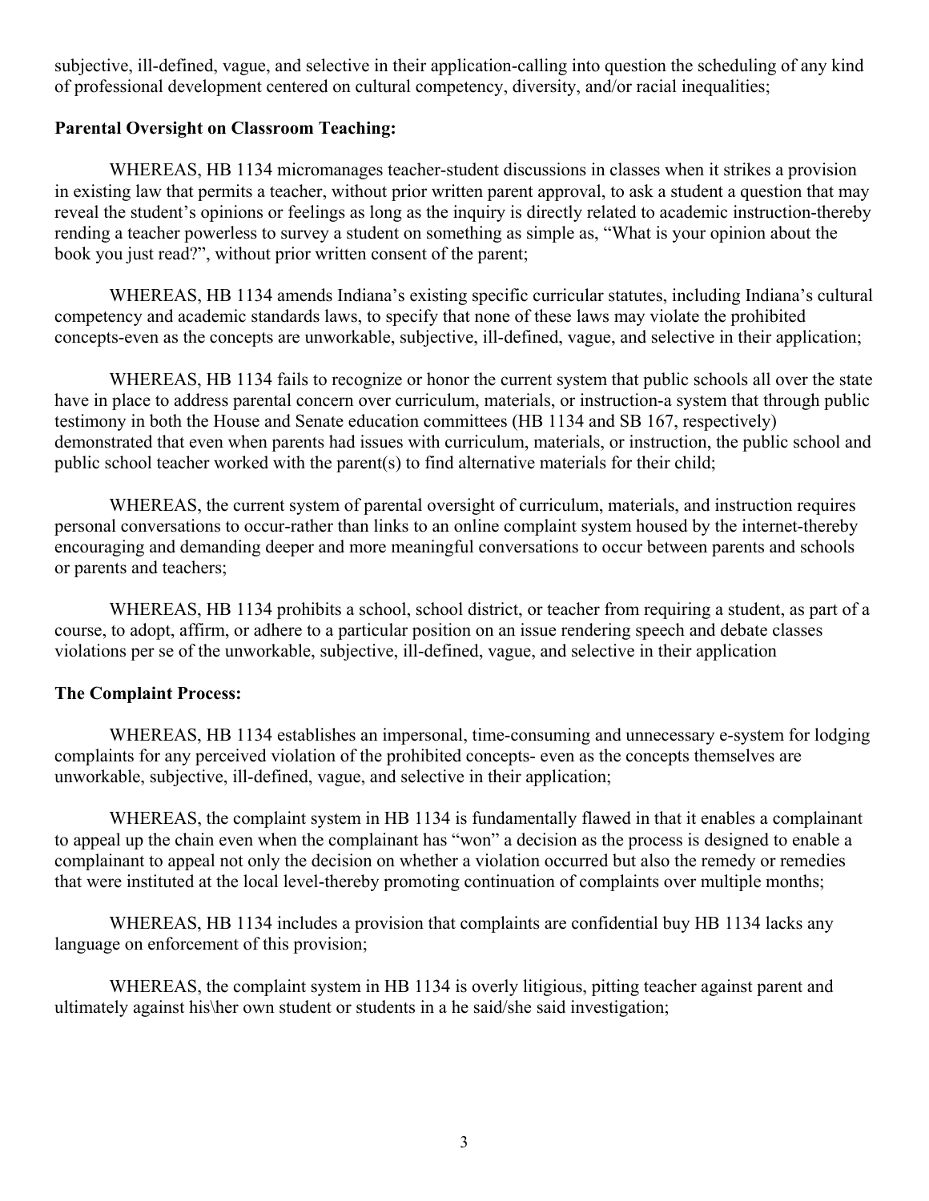subjective, ill-defined, vague, and selective in their application-calling into question the scheduling of any kind of professional development centered on cultural competency, diversity, and/or racial inequalities;

**Parental Oversight on Classroom Teaching:**

WHEREAS, HB 1134 micromanages teacher-student discussions in classes when it strikes a provision in existing law that permits a teacher, without prior written parent approval, to ask a student a question that may reveal the student's opinions or feelings as long as the inquiry is directly related to academic instruction-thereby rending a teacher powerless to survey a student on something as simple as, "What is your opinion about the book you just read?", without prior written consent of the parent;

WHEREAS, HB 1134 amends Indiana's existing specific curricular statutes, including Indiana's cultural competency and academic standards laws, to specify that none of these laws may violate the prohibited concepts-even as the concepts are unworkable, subjective, ill-defined, vague, and selective in their application;

WHEREAS, HB 1134 fails to recognize or honor the current system that public schools all over the state have in place to address parental concern over curriculum, materials, or instruction-a system that through public testimony in both the House and Senate education committees (HB 1134 and SB 167, respectively) demonstrated that even when parents had issues with curriculum, materials, or instruction, the public school and public school teacher worked with the parent(s) to find alternative materials for their child;

WHEREAS, the current system of parental oversight of curriculum, materials, and instruction requires personal conversations to occur-rather than links to an online complaint system housed by the internet-thereby encouraging and demanding deeper and more meaningful conversations to occur between parents and schools or parents and teachers;

WHEREAS, HB 1134 prohibits a school, school district, or teacher from requiring a student, as part of a course, to adopt, affirm, or adhere to a particular position on an issue rendering speech and debate classes violations per se of the unworkable, subjective, ill-defined, vague, and selective in their application

**The Complaint Process:**

WHEREAS, HB 1134 establishes an impersonal, time-consuming and unnecessary e-system for lodging complaints for any perceived violation of the prohibited concepts- even as the concepts themselves are unworkable, subjective, ill-defined, vague, and selective in their application;

WHEREAS, the complaint system in HB 1134 is fundamentally flawed in that it enables a complainant to appeal up the chain even when the complainant has "won" a decision as the process is designed to enable a complainant to appeal not only the decision on whether a violation occurred but also the remedy or remedies that were instituted at the local level-thereby promoting continuation of complaints over multiple months;

WHEREAS, HB 1134 includes a provision that complaints are confidential buy HB 1134 lacks any language on enforcement of this provision;

WHEREAS, the complaint system in HB 1134 is overly litigious, pitting teacher against parent and ultimately against his\her own student or students in a he said/she said investigation;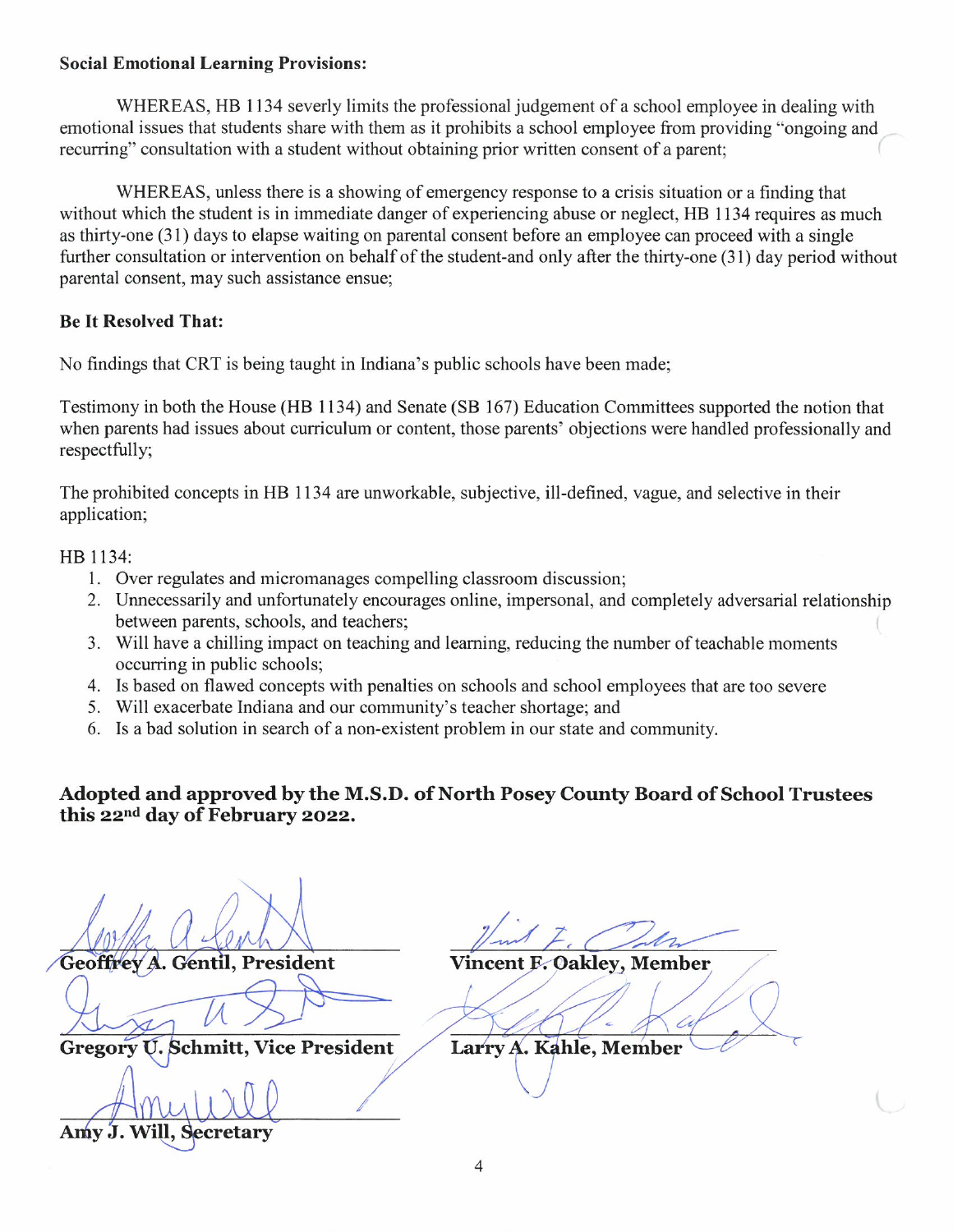**Social Emotional Learning Provisions:**

WHEREAS, HB 1134 severly limits the professional judgement of a school employee in dealing with emotional issues that students share with them as it prohibits a school employee from providing "ongoing and recurring" consultation with a student without obtaining prior written consent of a parent;

WHEREAS, unless there is a showing of emergency response to a crisis situation or a finding that without which the student is in immediate danger of experiencing abuse or neglect, HB 1134 requires as much as thirty-one (31) days to elapse waiting on parental consent before an employee can proceed with a single further consultation or intervention on behalf of the student-and only after the thirty-one (31) day period without parental consent, may such assistance ensue;

**Be It Resolved That:**

No findings that CRT is being taught in Indiana's public schools have been made;

Testimony in both the House (HB 1134) and Senate (SB 167) Education Committees supported the notion that when parents had issues about curriculum or content, those parents' objections were handled professionally and respectfully;

The prohibited concepts in HB 1134 are unworkable, subjective, ill-defined, vague, and selective in their application;

HB 1134:

1. Over regulates and micromanages compelling classroom discussion;
2. Unnecessarily and unfortunately encourages online, impersonal, and completely adversarial relationship between parents, schools, and teachers;
3. Will have a chilling impact on teaching and learning, reducing the number of teachable moments occurring in public schools;
4. Is based on flawed concepts with penalties on schools and school employees that are too severe
5. Will exacerbate Indiana and our community's teacher shortage; and
6. Is a bad solution in search of a non-existent problem in our state and community.

**Adopted and approved by the M.S.D. of North Posey County Board of School Trustees this 22nd day of February 2022.**

**Geoffrey A. Gentil, President**

**Vincent F. Oakley, Member**

**Gregory U. Schmitt, Vice President**

**Larry A. Kahle, Member**

**Amy J. Will, Secretary**